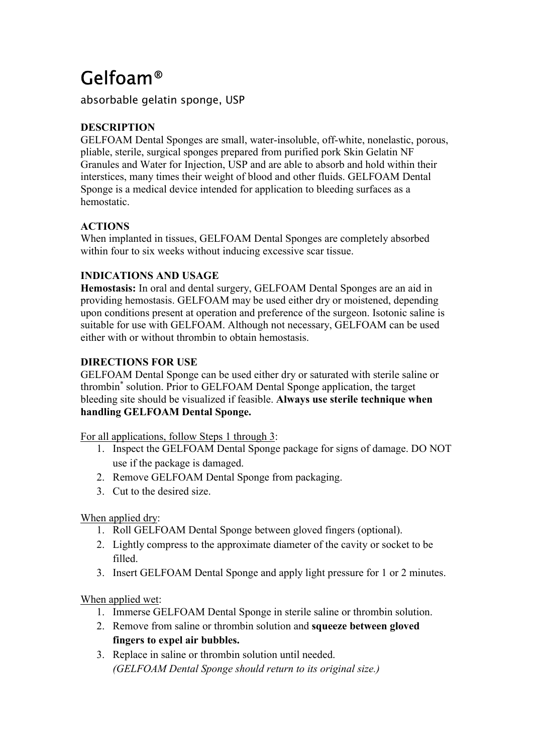# Gelfoam®

absorbable gelatin sponge, USP

**DESCRIPTION**

GELFOAM Dental Sponges are small, water-insoluble, off-white, nonelastic, porous, pliable, sterile, surgical sponges prepared from purified pork Skin Gelatin NF Granules and Water for Injection, USP and are able to absorb and hold within their interstices, many times their weight of blood and other fluids. GELFOAM Dental Sponge is a medical device intended for application to bleeding surfaces as a hemostatic.

**ACTIONS**

When implanted in tissues, GELFOAM Dental Sponges are completely absorbed within four to six weeks without inducing excessive scar tissue.

**INDICATIONS AND USAGE**

**Hemostasis:** In oral and dental surgery, GELFOAM Dental Sponges are an aid in providing hemostasis. GELFOAM may be used either dry or moistened, depending upon conditions present at operation and preference of the surgeon. Isotonic saline is suitable for use with GELFOAM. Although not necessary, GELFOAM can be used either with or without thrombin to obtain hemostasis.

**DIRECTIONS FOR USE**

GELFOAM Dental Sponge can be used either dry or saturated with sterile saline or thrombin[*] solution. Prior to GELFOAM Dental Sponge application, the target bleeding site should be visualized if feasible. **Always use sterile technique when handling GELFOAM Dental Sponge.**

<u>For all applications, follow Steps 1 through 3</u>:

1. Inspect the GELFOAM Dental Sponge package for signs of damage. DO NOT use if the package is damaged.
2. Remove GELFOAM Dental Sponge from packaging.
3. Cut to the desired size.

<u>When applied dry</u>:

1. Roll GELFOAM Dental Sponge between gloved fingers (optional).
2. Lightly compress to the approximate diameter of the cavity or socket to be filled.
3. Insert GELFOAM Dental Sponge and apply light pressure for 1 or 2 minutes.

<u>When applied wet</u>:

1. Immerse GELFOAM Dental Sponge in sterile saline or thrombin solution.
2. Remove from saline or thrombin solution and **squeeze between gloved fingers to expel air bubbles.**
3. Replace in saline or thrombin solution until needed.
   *(GELFOAM Dental Sponge should return to its original size.)*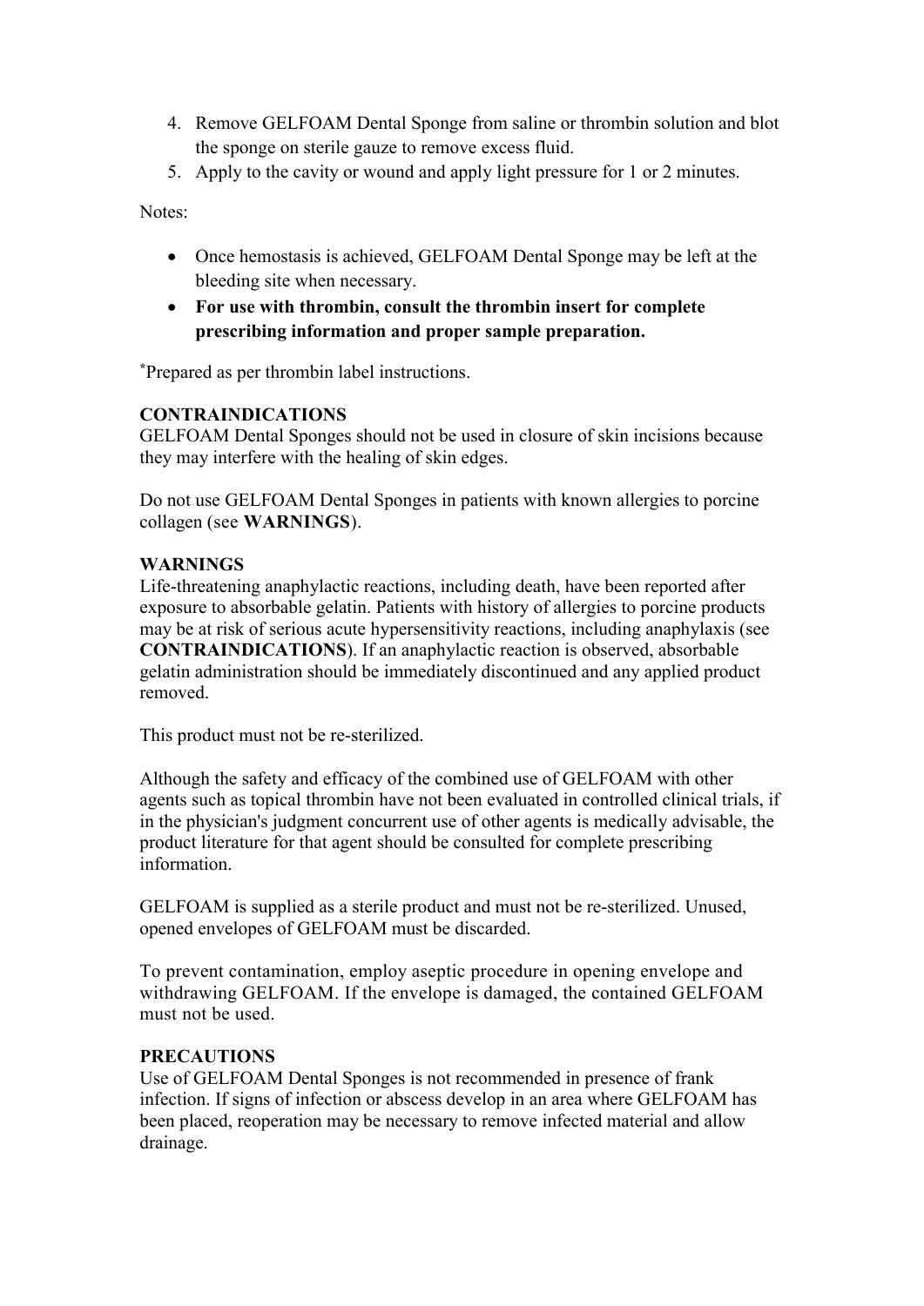4. Remove GELFOAM Dental Sponge from saline or thrombin solution and blot the sponge on sterile gauze to remove excess fluid.
5. Apply to the cavity or wound and apply light pressure for 1 or 2 minutes.

Notes:

- Once hemostasis is achieved, GELFOAM Dental Sponge may be left at the bleeding site when necessary.
- **For use with thrombin, consult the thrombin insert for complete prescribing information and proper sample preparation.**

*Prepared as per thrombin label instructions.

**CONTRAINDICATIONS**
GELFOAM Dental Sponges should not be used in closure of skin incisions because they may interfere with the healing of skin edges.

Do not use GELFOAM Dental Sponges in patients with known allergies to porcine collagen (see **WARNINGS**).

**WARNINGS**
Life-threatening anaphylactic reactions, including death, have been reported after exposure to absorbable gelatin. Patients with history of allergies to porcine products may be at risk of serious acute hypersensitivity reactions, including anaphylaxis (see **CONTRAINDICATIONS**). If an anaphylactic reaction is observed, absorbable gelatin administration should be immediately discontinued and any applied product removed.

This product must not be re-sterilized.

Although the safety and efficacy of the combined use of GELFOAM with other agents such as topical thrombin have not been evaluated in controlled clinical trials, if in the physician's judgment concurrent use of other agents is medically advisable, the product literature for that agent should be consulted for complete prescribing information.

GELFOAM is supplied as a sterile product and must not be re-sterilized. Unused, opened envelopes of GELFOAM must be discarded.

To prevent contamination, employ aseptic procedure in opening envelope and withdrawing GELFOAM. If the envelope is damaged, the contained GELFOAM must not be used.

**PRECAUTIONS**
Use of GELFOAM Dental Sponges is not recommended in presence of frank infection. If signs of infection or abscess develop in an area where GELFOAM has been placed, reoperation may be necessary to remove infected material and allow drainage.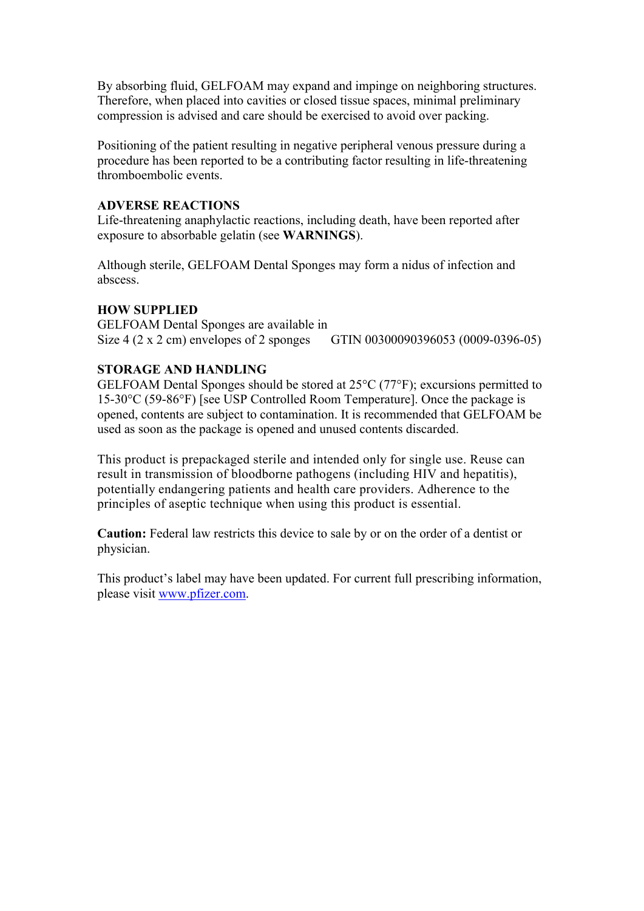By absorbing fluid, GELFOAM may expand and impinge on neighboring structures. Therefore, when placed into cavities or closed tissue spaces, minimal preliminary compression is advised and care should be exercised to avoid over packing.

Positioning of the patient resulting in negative peripheral venous pressure during a procedure has been reported to be a contributing factor resulting in life-threatening thromboembolic events.

**ADVERSE REACTIONS**

Life-threatening anaphylactic reactions, including death, have been reported after exposure to absorbable gelatin (see **WARNINGS**).

Although sterile, GELFOAM Dental Sponges may form a nidus of infection and abscess.

**HOW SUPPLIED**

GELFOAM Dental Sponges are available in
Size 4 (2 x 2 cm) envelopes of 2 sponges GTIN 00300090396053 (0009-0396-05)

**STORAGE AND HANDLING**

GELFOAM Dental Sponges should be stored at 25°C (77°F); excursions permitted to 15-30°C (59-86°F) [see USP Controlled Room Temperature]. Once the package is opened, contents are subject to contamination. It is recommended that GELFOAM be used as soon as the package is opened and unused contents discarded.

This product is prepackaged sterile and intended only for single use. Reuse can result in transmission of bloodborne pathogens (including HIV and hepatitis), potentially endangering patients and health care providers. Adherence to the principles of aseptic technique when using this product is essential.

**Caution:** Federal law restricts this device to sale by or on the order of a dentist or physician.

This product's label may have been updated. For current full prescribing information, please visit www.pfizer.com.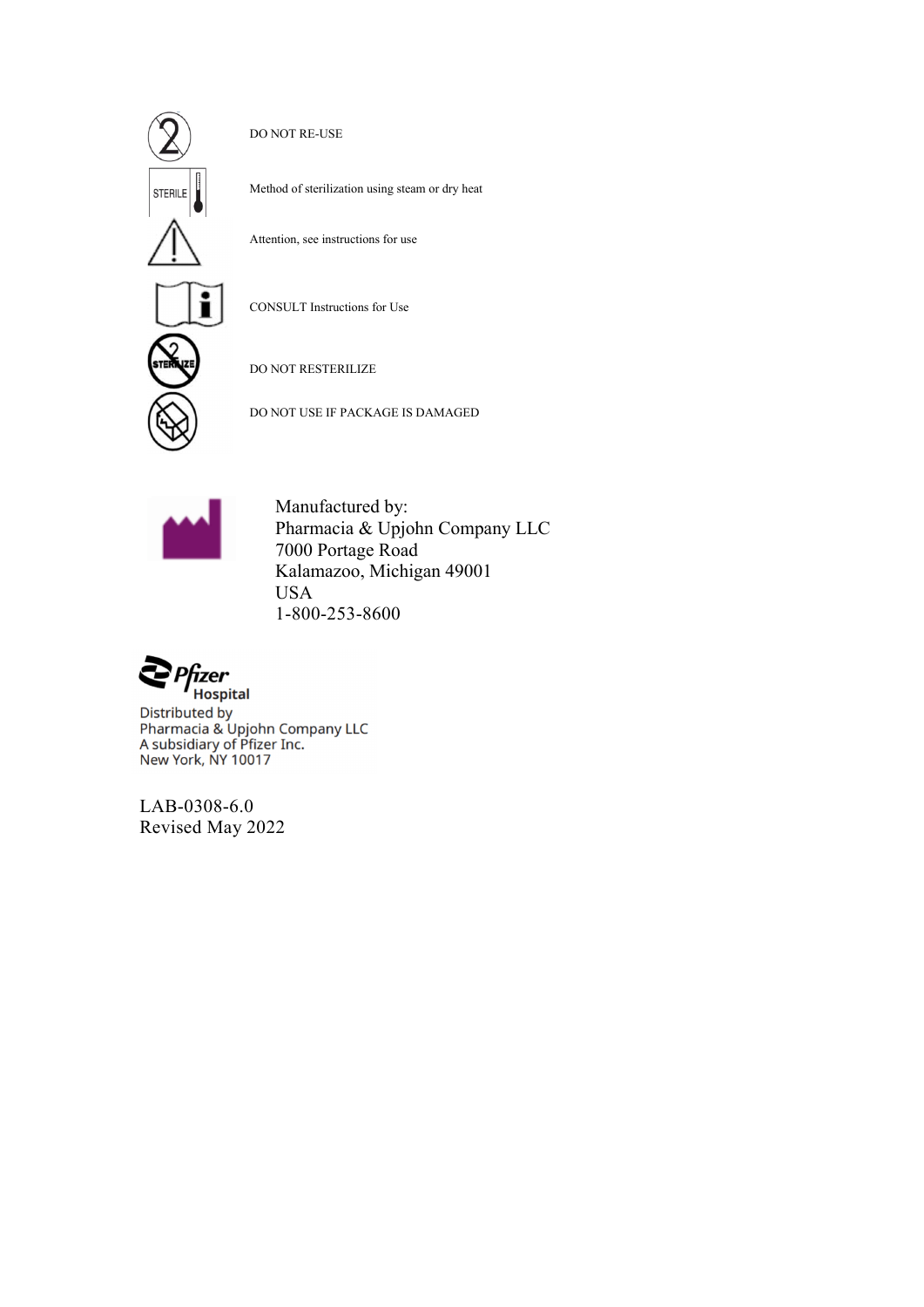DO NOT RE-USE

Method of sterilization using steam or dry heat

Attention, see instructions for use

CONSULT Instructions for Use

DO NOT RESTERILIZE

DO NOT USE IF PACKAGE IS DAMAGED

Manufactured by:
Pharmacia & Upjohn Company LLC
7000 Portage Road
Kalamazoo, Michigan 49001
USA
1-800-253-8600

Pfizer Hospital
Distributed by
Pharmacia & Upjohn Company LLC
A subsidiary of Pfizer Inc.
New York, NY 10017

LAB-0308-6.0
Revised May 2022